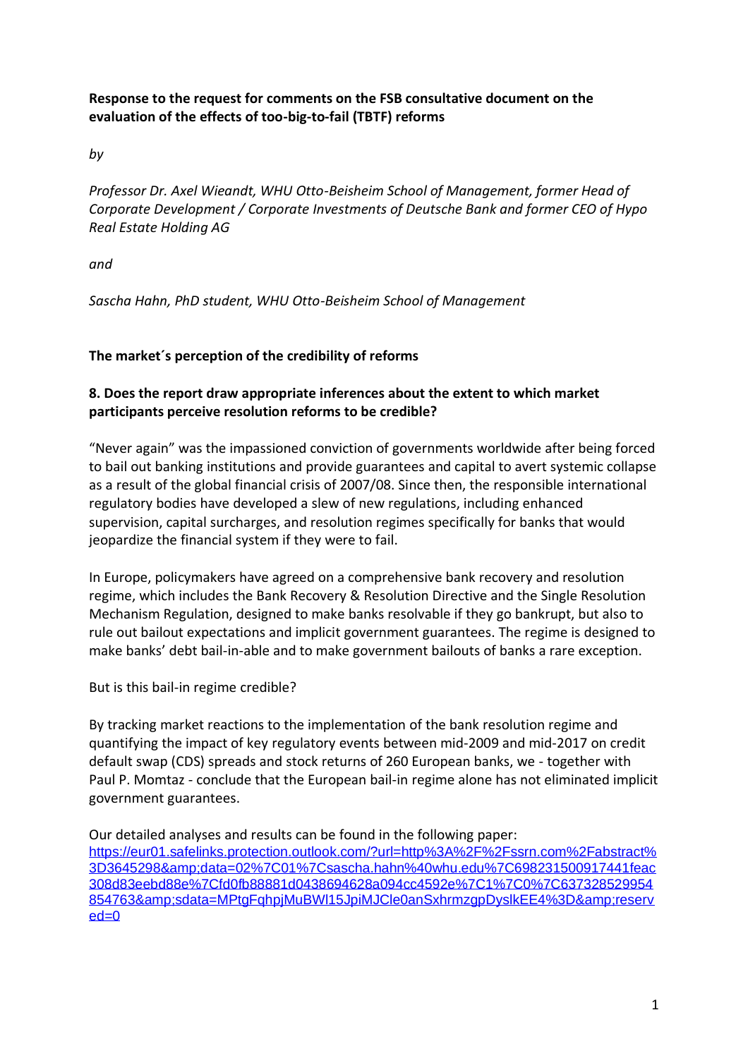**Response to the request for comments on the FSB consultative document on the evaluation of the effects of too-big-to-fail (TBTF) reforms**

*by*

*Professor Dr. Axel Wieandt, WHU Otto-Beisheim School of Management, former Head of Corporate Development / Corporate Investments of Deutsche Bank and former CEO of Hypo Real Estate Holding AG*

*and*

*Sascha Hahn, PhD student, WHU Otto-Beisheim School of Management*

**The market´s perception of the credibility of reforms**

**8. Does the report draw appropriate inferences about the extent to which market participants perceive resolution reforms to be credible?**

"Never again" was the impassioned conviction of governments worldwide after being forced to bail out banking institutions and provide guarantees and capital to avert systemic collapse as a result of the global financial crisis of 2007/08. Since then, the responsible international regulatory bodies have developed a slew of new regulations, including enhanced supervision, capital surcharges, and resolution regimes specifically for banks that would jeopardize the financial system if they were to fail.

In Europe, policymakers have agreed on a comprehensive bank recovery and resolution regime, which includes the Bank Recovery & Resolution Directive and the Single Resolution Mechanism Regulation, designed to make banks resolvable if they go bankrupt, but also to rule out bailout expectations and implicit government guarantees. The regime is designed to make banks' debt bail-in-able and to make government bailouts of banks a rare exception.

But is this bail-in regime credible?

By tracking market reactions to the implementation of the bank resolution regime and quantifying the impact of key regulatory events between mid-2009 and mid-2017 on credit default swap (CDS) spreads and stock returns of 260 European banks, we - together with Paul P. Momtaz - conclude that the European bail-in regime alone has not eliminated implicit government guarantees.

Our detailed analyses and results can be found in the following paper: https://eur01.safelinks.protection.outlook.com/?url=http%3A%2F%2Fssrn.com%2Fabstract%3D3645298&amp;data=02%7C01%7Csascha.hahn%40whu.edu%7C698231500917441feac308d83eebd88e%7Cfd0fb88881d0438694628a094cc4592e%7C1%7C0%7C637328529954854763&amp;sdata=MPtgFqhpjMuBWI15JpiMJCle0anSxhrmzgpDyslkEE4%3D&amp;reserved=0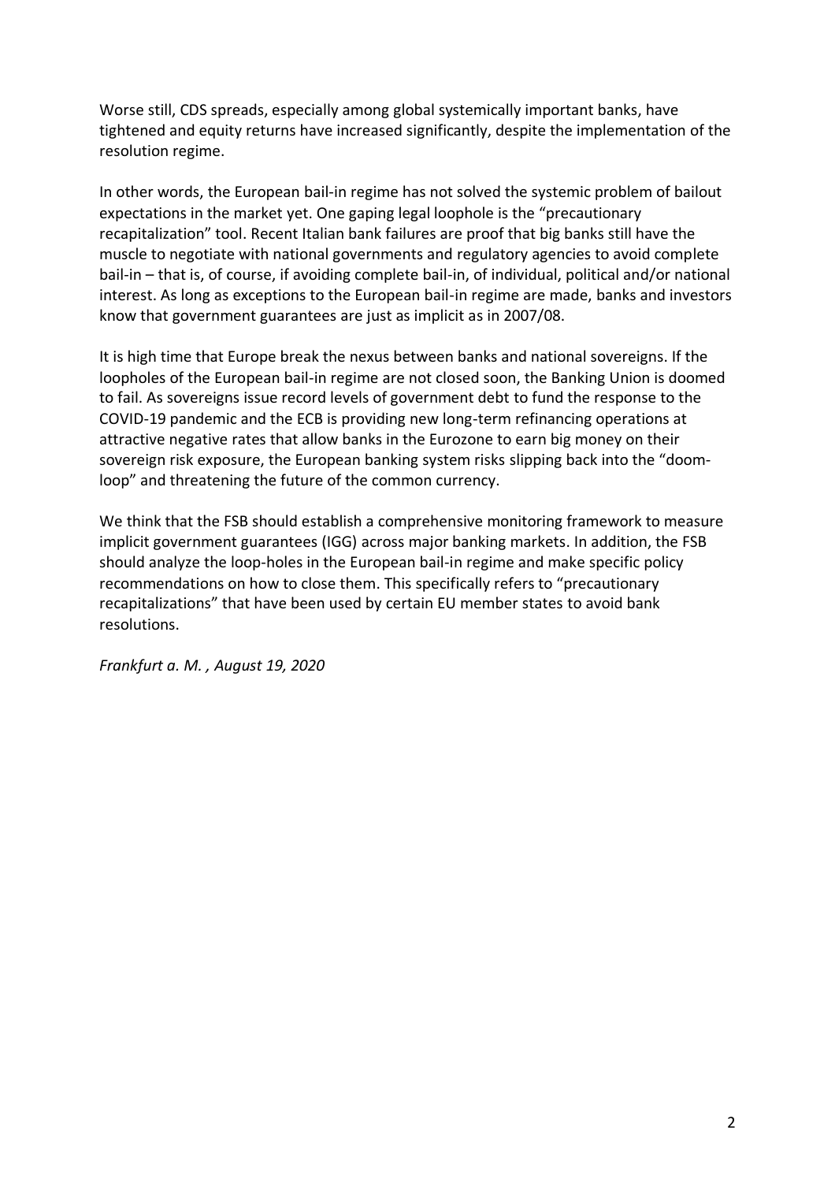Worse still, CDS spreads, especially among global systemically important banks, have tightened and equity returns have increased significantly, despite the implementation of the resolution regime.

In other words, the European bail-in regime has not solved the systemic problem of bailout expectations in the market yet. One gaping legal loophole is the "precautionary recapitalization" tool. Recent Italian bank failures are proof that big banks still have the muscle to negotiate with national governments and regulatory agencies to avoid complete bail-in – that is, of course, if avoiding complete bail-in, of individual, political and/or national interest. As long as exceptions to the European bail-in regime are made, banks and investors know that government guarantees are just as implicit as in 2007/08.

It is high time that Europe break the nexus between banks and national sovereigns. If the loopholes of the European bail-in regime are not closed soon, the Banking Union is doomed to fail. As sovereigns issue record levels of government debt to fund the response to the COVID-19 pandemic and the ECB is providing new long-term refinancing operations at attractive negative rates that allow banks in the Eurozone to earn big money on their sovereign risk exposure, the European banking system risks slipping back into the "doom-loop" and threatening the future of the common currency.

We think that the FSB should establish a comprehensive monitoring framework to measure implicit government guarantees (IGG) across major banking markets. In addition, the FSB should analyze the loop-holes in the European bail-in regime and make specific policy recommendations on how to close them. This specifically refers to "precautionary recapitalizations" that have been used by certain EU member states to avoid bank resolutions.

*Frankfurt a. M. , August 19, 2020*